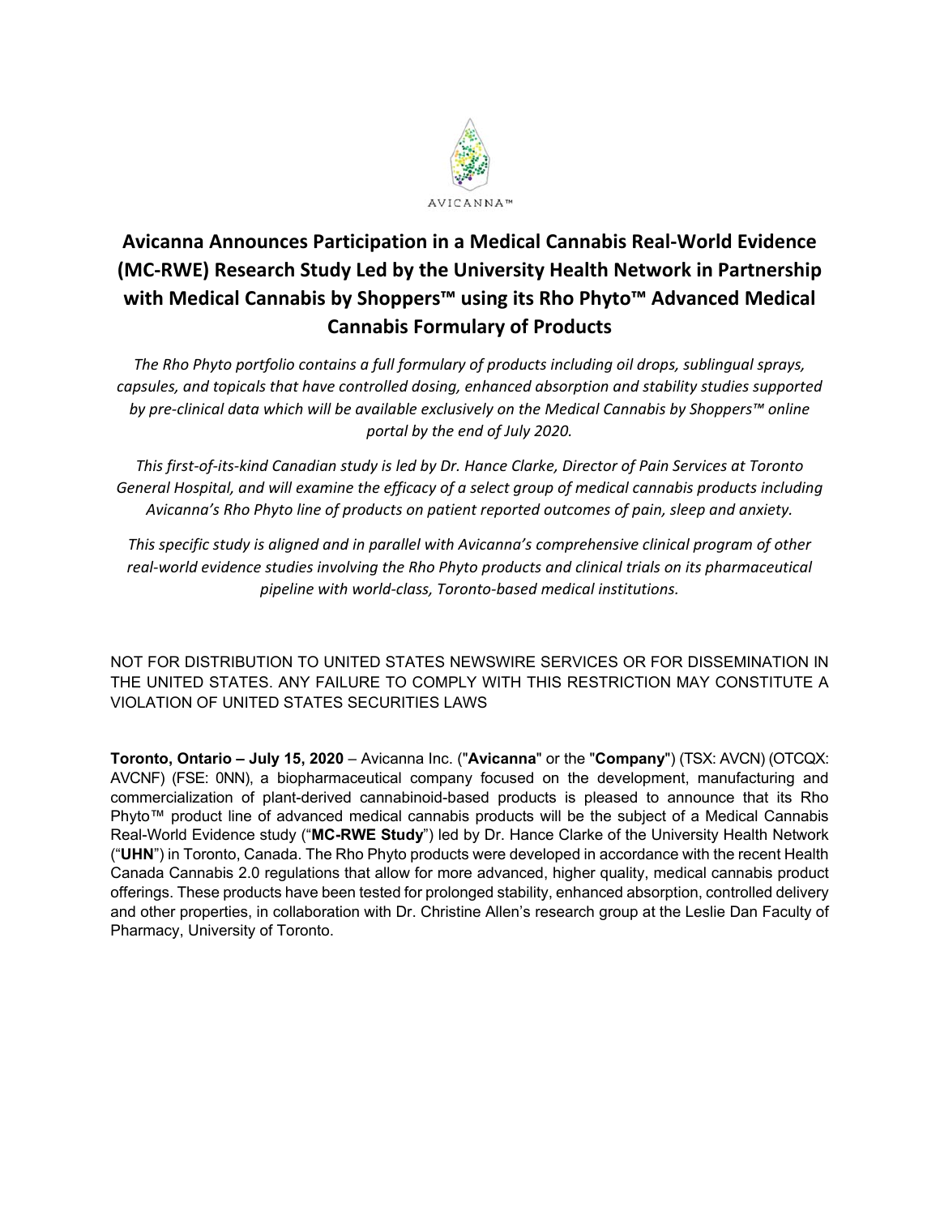AVICANNA™

# Avicanna Announces Participation in a Medical Cannabis Real-World Evidence (MC-RWE) Research Study Led by the University Health Network in Partnership with Medical Cannabis by Shoppers™ using its Rho Phyto™ Advanced Medical Cannabis Formulary of Products

*The Rho Phyto portfolio contains a full formulary of products including oil drops, sublingual sprays, capsules, and topicals that have controlled dosing, enhanced absorption and stability studies supported by pre-clinical data which will be available exclusively on the Medical Cannabis by Shoppers™ online portal by the end of July 2020.*

*This first-of-its-kind Canadian study is led by Dr. Hance Clarke, Director of Pain Services at Toronto General Hospital, and will examine the efficacy of a select group of medical cannabis products including Avicanna's Rho Phyto line of products on patient reported outcomes of pain, sleep and anxiety.*

*This specific study is aligned and in parallel with Avicanna's comprehensive clinical program of other real-world evidence studies involving the Rho Phyto products and clinical trials on its pharmaceutical pipeline with world-class, Toronto-based medical institutions.*

NOT FOR DISTRIBUTION TO UNITED STATES NEWSWIRE SERVICES OR FOR DISSEMINATION IN THE UNITED STATES. ANY FAILURE TO COMPLY WITH THIS RESTRICTION MAY CONSTITUTE A VIOLATION OF UNITED STATES SECURITIES LAWS

**Toronto, Ontario – July 15, 2020** – Avicanna Inc. ("**Avicanna**" or the "**Company**") (TSX: AVCN) (OTCQX: AVCNF) (FSE: 0NN), a biopharmaceutical company focused on the development, manufacturing and commercialization of plant-derived cannabinoid-based products is pleased to announce that its Rho Phyto™ product line of advanced medical cannabis products will be the subject of a Medical Cannabis Real-World Evidence study ("**MC-RWE Study**") led by Dr. Hance Clarke of the University Health Network ("**UHN**") in Toronto, Canada. The Rho Phyto products were developed in accordance with the recent Health Canada Cannabis 2.0 regulations that allow for more advanced, higher quality, medical cannabis product offerings. These products have been tested for prolonged stability, enhanced absorption, controlled delivery and other properties, in collaboration with Dr. Christine Allen's research group at the Leslie Dan Faculty of Pharmacy, University of Toronto.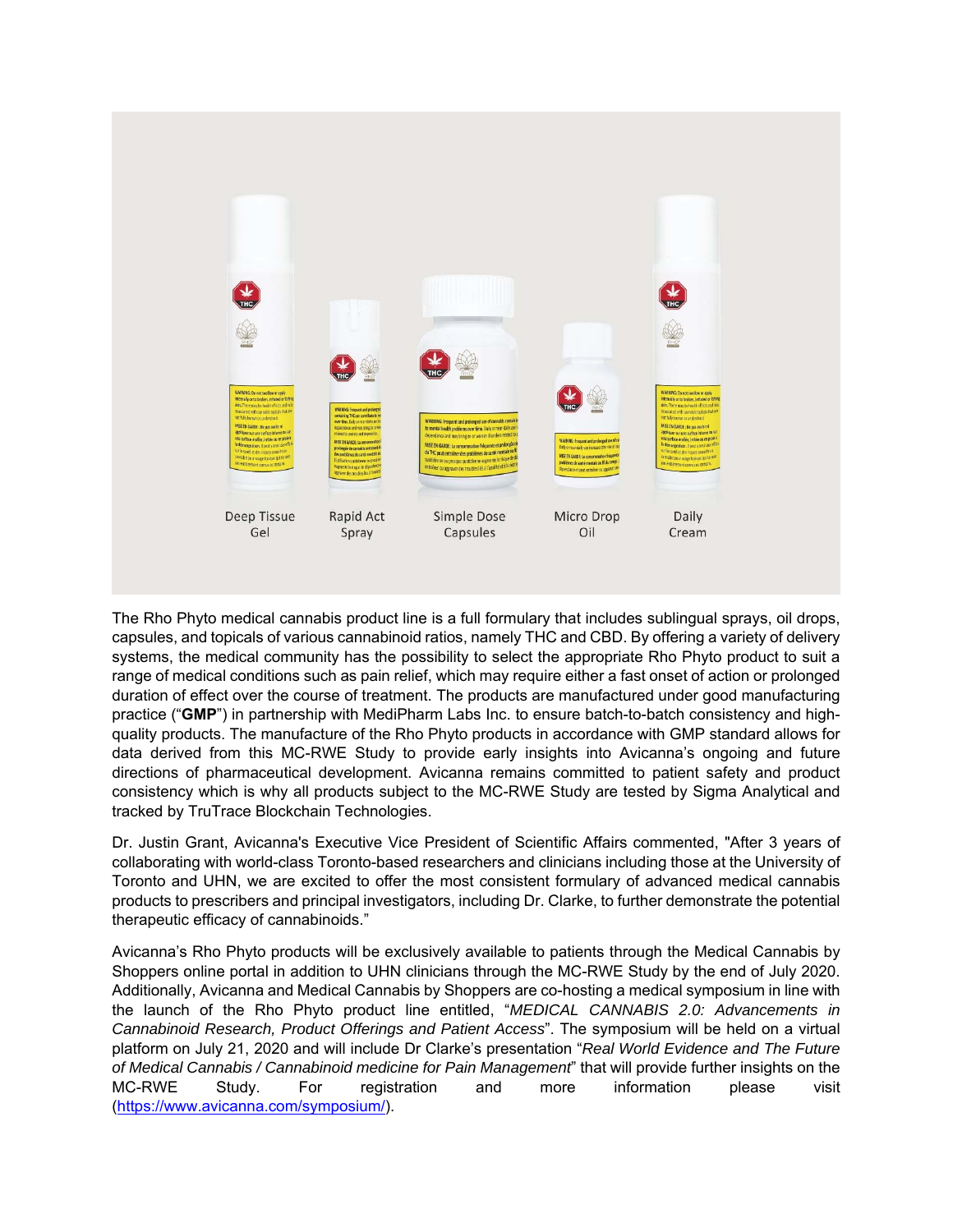Deep Tissue Gel | Rapid Act Spray | Simple Dose Capsules | Micro Drop Oil | Daily Cream

The Rho Phyto medical cannabis product line is a full formulary that includes sublingual sprays, oil drops, capsules, and topicals of various cannabinoid ratios, namely THC and CBD. By offering a variety of delivery systems, the medical community has the possibility to select the appropriate Rho Phyto product to suit a range of medical conditions such as pain relief, which may require either a fast onset of action or prolonged duration of effect over the course of treatment. The products are manufactured under good manufacturing practice ("**GMP**") in partnership with MediPharm Labs Inc. to ensure batch-to-batch consistency and high-quality products. The manufacture of the Rho Phyto products in accordance with GMP standard allows for data derived from this MC-RWE Study to provide early insights into Avicanna's ongoing and future directions of pharmaceutical development. Avicanna remains committed to patient safety and product consistency which is why all products subject to the MC-RWE Study are tested by Sigma Analytical and tracked by TruTrace Blockchain Technologies.

Dr. Justin Grant, Avicanna's Executive Vice President of Scientific Affairs commented, "After 3 years of collaborating with world-class Toronto-based researchers and clinicians including those at the University of Toronto and UHN, we are excited to offer the most consistent formulary of advanced medical cannabis products to prescribers and principal investigators, including Dr. Clarke, to further demonstrate the potential therapeutic efficacy of cannabinoids."

Avicanna's Rho Phyto products will be exclusively available to patients through the Medical Cannabis by Shoppers online portal in addition to UHN clinicians through the MC-RWE Study by the end of July 2020. Additionally, Avicanna and Medical Cannabis by Shoppers are co-hosting a medical symposium in line with the launch of the Rho Phyto product line entitled, "*MEDICAL CANNABIS 2.0: Advancements in Cannabinoid Research, Product Offerings and Patient Access*". The symposium will be held on a virtual platform on July 21, 2020 and will include Dr Clarke's presentation "*Real World Evidence and The Future of Medical Cannabis / Cannabinoid medicine for Pain Management*" that will provide further insights on the MC-RWE Study. For registration and more information please visit (https://www.avicanna.com/symposium/).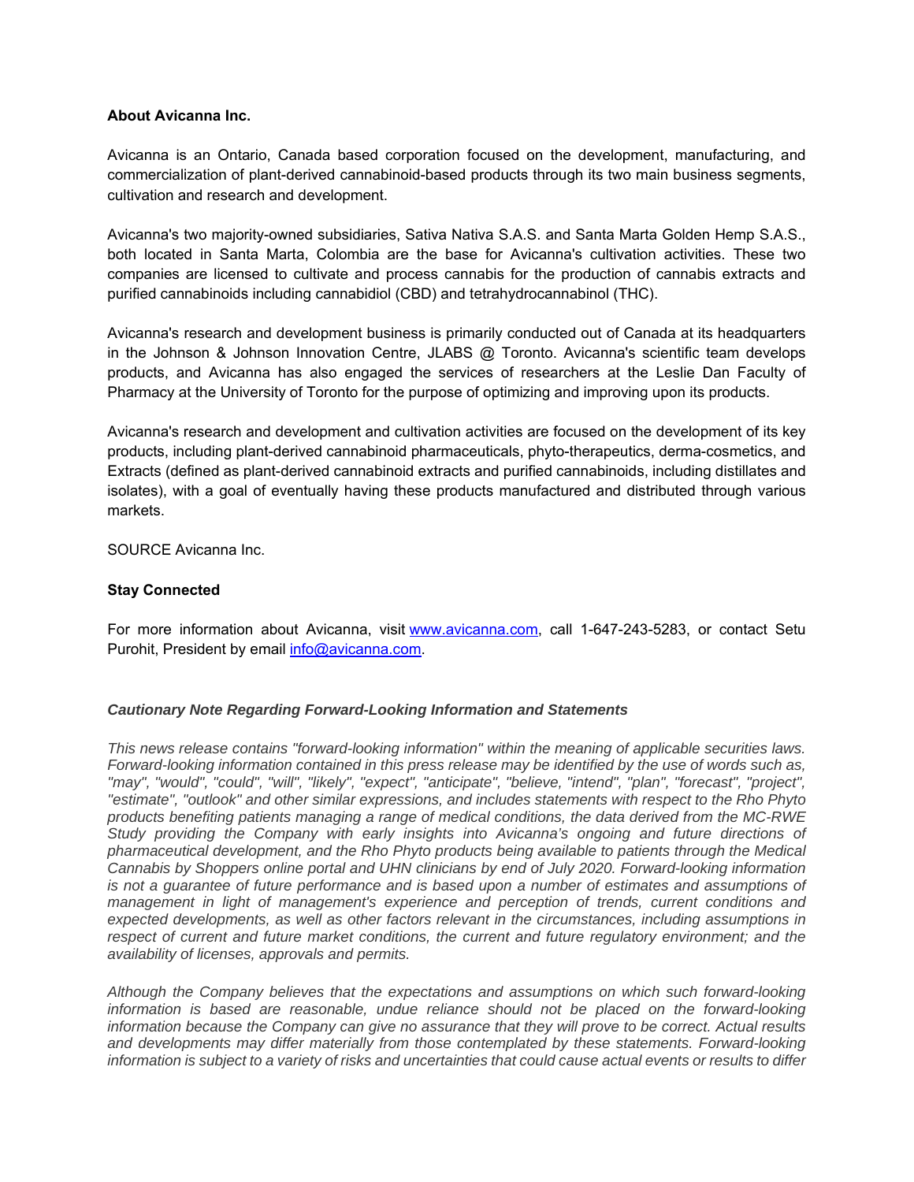**About Avicanna Inc.**

Avicanna is an Ontario, Canada based corporation focused on the development, manufacturing, and commercialization of plant-derived cannabinoid-based products through its two main business segments, cultivation and research and development.

Avicanna's two majority-owned subsidiaries, Sativa Nativa S.A.S. and Santa Marta Golden Hemp S.A.S., both located in Santa Marta, Colombia are the base for Avicanna's cultivation activities. These two companies are licensed to cultivate and process cannabis for the production of cannabis extracts and purified cannabinoids including cannabidiol (CBD) and tetrahydrocannabinol (THC).

Avicanna's research and development business is primarily conducted out of Canada at its headquarters in the Johnson & Johnson Innovation Centre, JLABS @ Toronto. Avicanna's scientific team develops products, and Avicanna has also engaged the services of researchers at the Leslie Dan Faculty of Pharmacy at the University of Toronto for the purpose of optimizing and improving upon its products.

Avicanna's research and development and cultivation activities are focused on the development of its key products, including plant-derived cannabinoid pharmaceuticals, phyto-therapeutics, derma-cosmetics, and Extracts (defined as plant-derived cannabinoid extracts and purified cannabinoids, including distillates and isolates), with a goal of eventually having these products manufactured and distributed through various markets.

SOURCE Avicanna Inc.

**Stay Connected**

For more information about Avicanna, visit [www.avicanna.com](http://www.avicanna.com), call 1-647-243-5283, or contact Setu Purohit, President by email [info@avicanna.com](mailto:info@avicanna.com).

***Cautionary Note Regarding Forward-Looking Information and Statements***

*This news release contains "forward-looking information" within the meaning of applicable securities laws. Forward-looking information contained in this press release may be identified by the use of words such as, "may", "would", "could", "will", "likely", "expect", "anticipate", "believe, "intend", "plan", "forecast", "project", "estimate", "outlook" and other similar expressions, and includes statements with respect to the Rho Phyto products benefiting patients managing a range of medical conditions, the data derived from the MC-RWE Study providing the Company with early insights into Avicanna's ongoing and future directions of pharmaceutical development, and the Rho Phyto products being available to patients through the Medical Cannabis by Shoppers online portal and UHN clinicians by end of July 2020. Forward-looking information is not a guarantee of future performance and is based upon a number of estimates and assumptions of management in light of management's experience and perception of trends, current conditions and expected developments, as well as other factors relevant in the circumstances, including assumptions in respect of current and future market conditions, the current and future regulatory environment; and the availability of licenses, approvals and permits.*

*Although the Company believes that the expectations and assumptions on which such forward-looking information is based are reasonable, undue reliance should not be placed on the forward-looking information because the Company can give no assurance that they will prove to be correct. Actual results and developments may differ materially from those contemplated by these statements. Forward-looking information is subject to a variety of risks and uncertainties that could cause actual events or results to differ*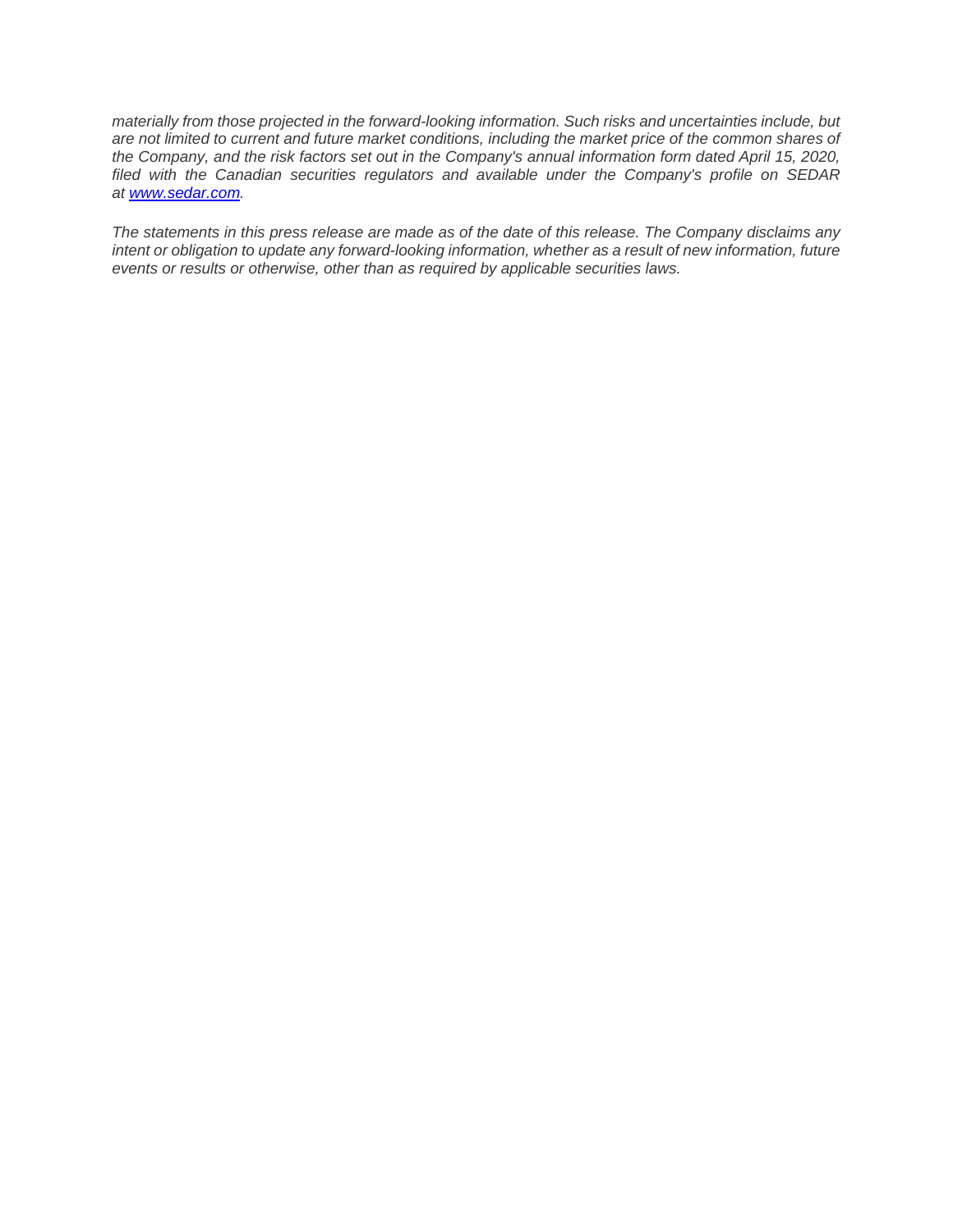*materially from those projected in the forward-looking information. Such risks and uncertainties include, but are not limited to current and future market conditions, including the market price of the common shares of the Company, and the risk factors set out in the Company's annual information form dated April 15, 2020, filed with the Canadian securities regulators and available under the Company's profile on SEDAR at [www.sedar.com](http://www.sedar.com).*

*The statements in this press release are made as of the date of this release. The Company disclaims any intent or obligation to update any forward-looking information, whether as a result of new information, future events or results or otherwise, other than as required by applicable securities laws.*